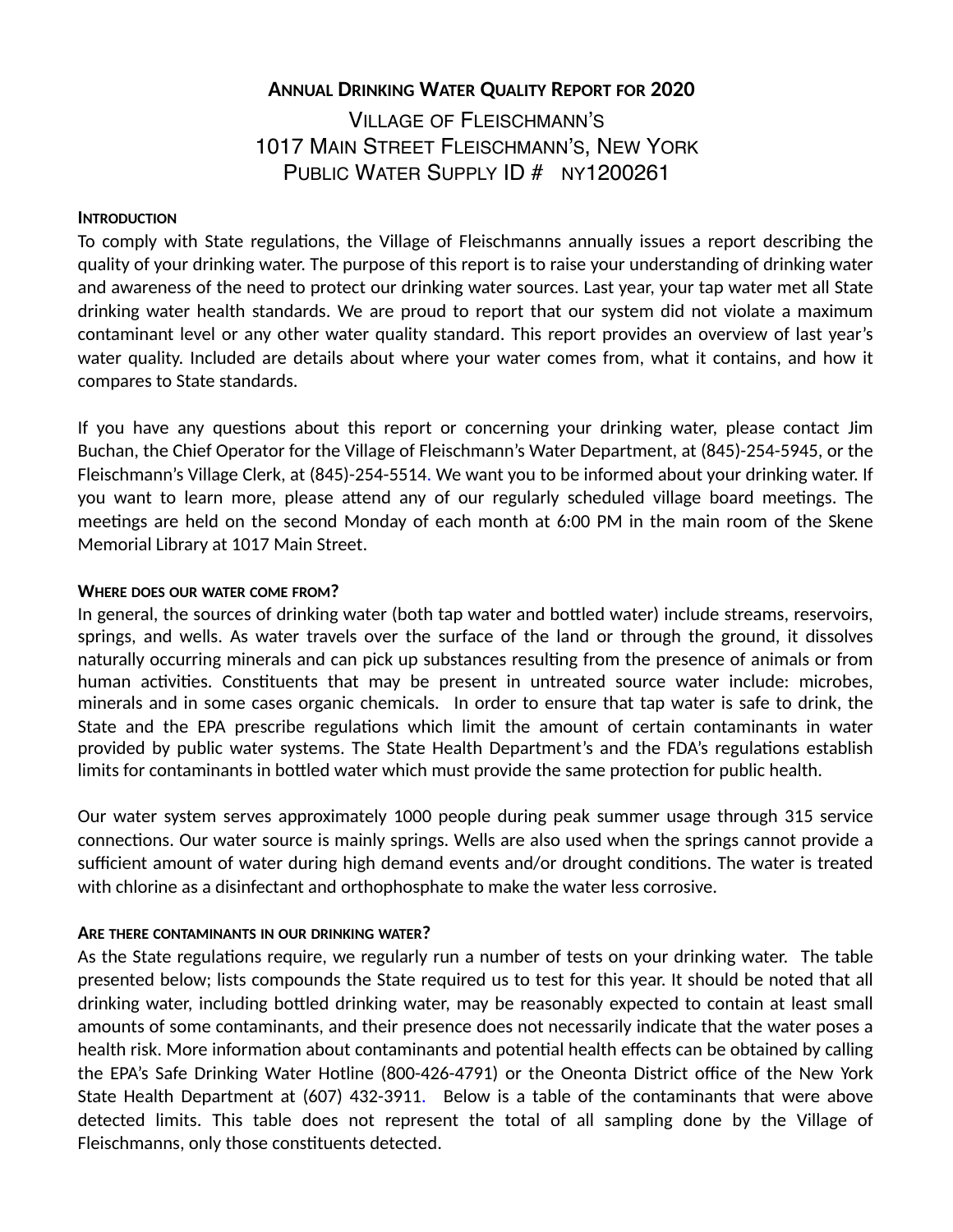# Annual Drinking Water Quality Report for 2020

## Village of Fleischmann's
## 1017 Main Street Fleischmann's, New York
## Public Water Supply ID # NY1200261

### Introduction

To comply with State regulations, the Village of Fleischmanns annually issues a report describing the quality of your drinking water. The purpose of this report is to raise your understanding of drinking water and awareness of the need to protect our drinking water sources. Last year, your tap water met all State drinking water health standards. We are proud to report that our system did not violate a maximum contaminant level or any other water quality standard. This report provides an overview of last year's water quality. Included are details about where your water comes from, what it contains, and how it compares to State standards.

If you have any questions about this report or concerning your drinking water, please contact Jim Buchan, the Chief Operator for the Village of Fleischmann's Water Department, at (845)-254-5945, or the Fleischmann's Village Clerk, at (845)-254-5514. We want you to be informed about your drinking water. If you want to learn more, please attend any of our regularly scheduled village board meetings. The meetings are held on the second Monday of each month at 6:00 PM in the main room of the Skene Memorial Library at 1017 Main Street.

### Where does our water come from?

In general, the sources of drinking water (both tap water and bottled water) include streams, reservoirs, springs, and wells. As water travels over the surface of the land or through the ground, it dissolves naturally occurring minerals and can pick up substances resulting from the presence of animals or from human activities. Constituents that may be present in untreated source water include: microbes, minerals and in some cases organic chemicals. In order to ensure that tap water is safe to drink, the State and the EPA prescribe regulations which limit the amount of certain contaminants in water provided by public water systems. The State Health Department's and the FDA's regulations establish limits for contaminants in bottled water which must provide the same protection for public health.

Our water system serves approximately 1000 people during peak summer usage through 315 service connections. Our water source is mainly springs. Wells are also used when the springs cannot provide a sufficient amount of water during high demand events and/or drought conditions. The water is treated with chlorine as a disinfectant and orthophosphate to make the water less corrosive.

### Are there contaminants in our drinking water?

As the State regulations require, we regularly run a number of tests on your drinking water. The table presented below; lists compounds the State required us to test for this year. It should be noted that all drinking water, including bottled drinking water, may be reasonably expected to contain at least small amounts of some contaminants, and their presence does not necessarily indicate that the water poses a health risk. More information about contaminants and potential health effects can be obtained by calling the EPA's Safe Drinking Water Hotline (800-426-4791) or the Oneonta District office of the New York State Health Department at (607) 432-3911. Below is a table of the contaminants that were above detected limits. This table does not represent the total of all sampling done by the Village of Fleischmanns, only those constituents detected.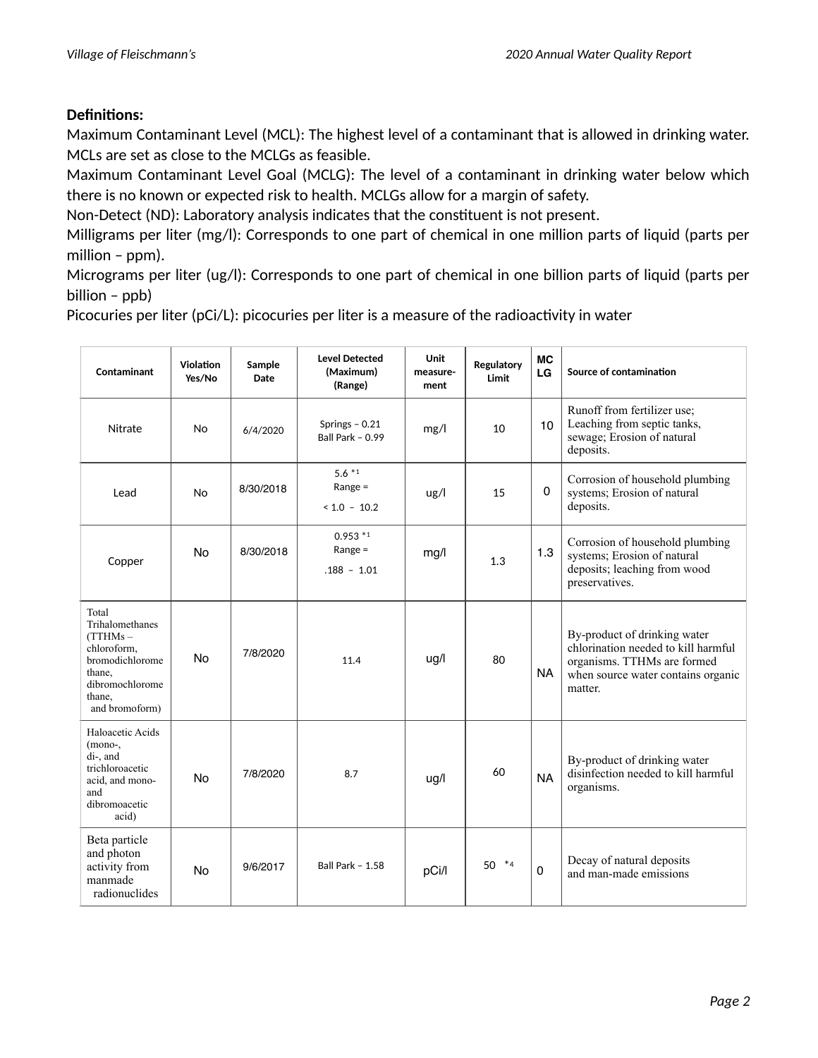**Definitions:**

Maximum Contaminant Level (MCL): The highest level of a contaminant that is allowed in drinking water. MCLs are set as close to the MCLGs as feasible.

Maximum Contaminant Level Goal (MCLG): The level of a contaminant in drinking water below which there is no known or expected risk to health. MCLGs allow for a margin of safety.

Non-Detect (ND): Laboratory analysis indicates that the constituent is not present.

Milligrams per liter (mg/l): Corresponds to one part of chemical in one million parts of liquid (parts per million – ppm).

Micrograms per liter (ug/l): Corresponds to one part of chemical in one billion parts of liquid (parts per billion – ppb)

Picocuries per liter (pCi/L): picocuries per liter is a measure of the radioactivity in water

| Contaminant | Violation Yes/No | Sample Date | Level Detected (Maximum) (Range) | Unit measure-ment | Regulatory Limit | MCLG | Source of contamination |
|---|---|---|---|---|---|---|---|
| Nitrate | No | 6/4/2020 | Springs – 0.21<br>Ball Park – 0.99 | mg/l | 10 | 10 | Runoff from fertilizer use; Leaching from septic tanks, sewage; Erosion of natural deposits. |
| Lead | No | 8/30/2018 | 5.6 *1<br>Range =<br>< 1.0 – 10.2 | ug/l | 15 | 0 | Corrosion of household plumbing systems; Erosion of natural deposits. |
| Copper | No | 8/30/2018 | 0.953 *1<br>Range =<br>.188 – 1.01 | mg/l | 1.3 | 1.3 | Corrosion of household plumbing systems; Erosion of natural deposits; leaching from wood preservatives. |
| Total Trihalomethanes (TTHMs – chloroform, bromodichloromethane, dibromochloromethane, and bromoform) | No | 7/8/2020 | 11.4 | ug/l | 80 | NA | By-product of drinking water chlorination needed to kill harmful organisms. TTHMs are formed when source water contains organic matter. |
| Haloacetic Acids (mono-, di-, and trichloroacetic acid, and mono- and dibromoacetic acid) | No | 7/8/2020 | 8.7 | ug/l | 60 | NA | By-product of drinking water disinfection needed to kill harmful organisms. |
| Beta particle and photon activity from manmade radionuclides | No | 9/6/2017 | Ball Park – 1.58 | pCi/l | 50 *4 | 0 | Decay of natural deposits and man-made emissions |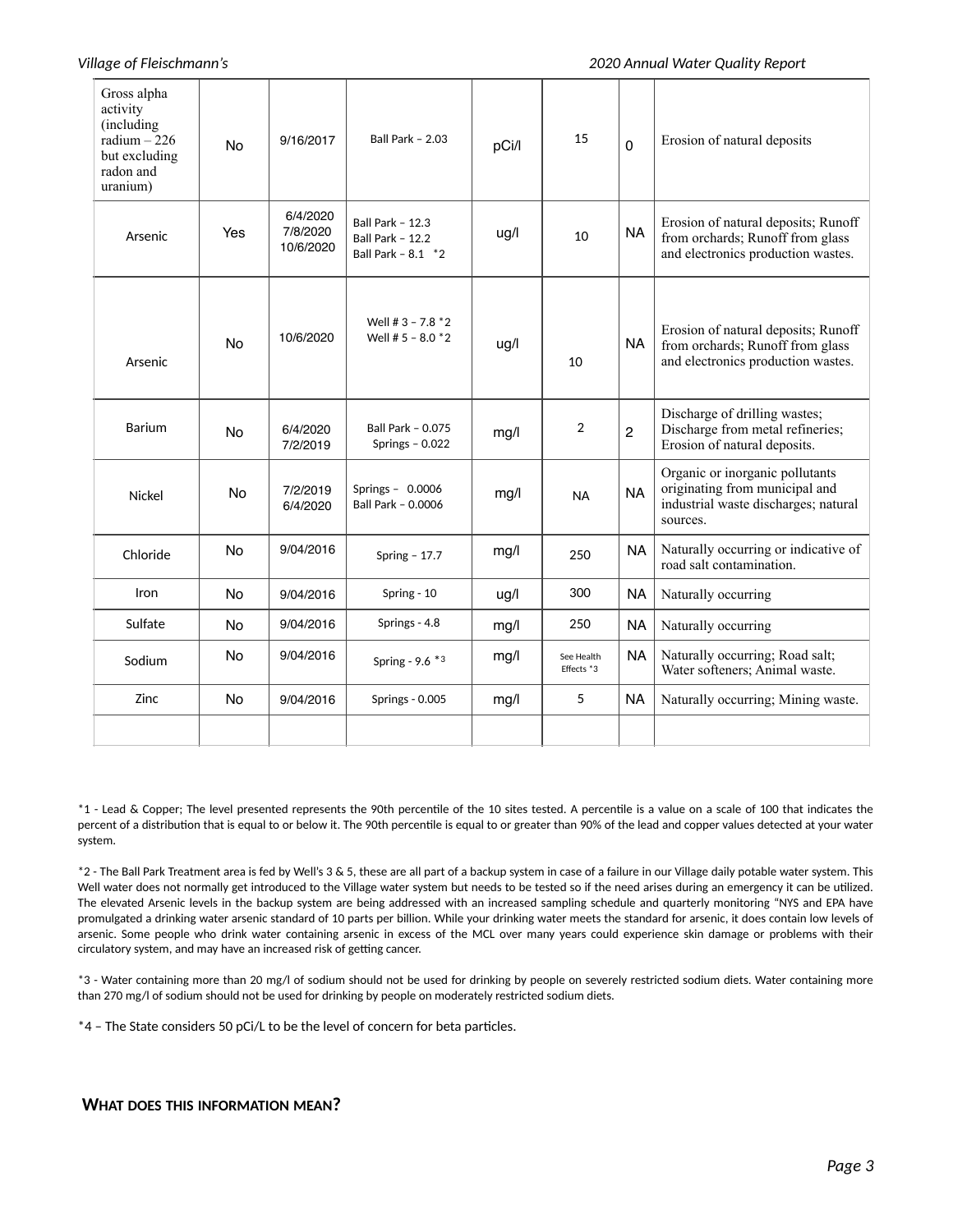| Gross alpha activity (including radium – 226 but excluding radon and uranium) | No | 9/16/2017 | Ball Park – 2.03 | pCi/l | 15 | 0 | Erosion of natural deposits |
|---|---|---|---|---|---|---|---|
| Arsenic | Yes | 6/4/2020 7/8/2020 10/6/2020 | Ball Park – 12.3 Ball Park – 12.2 Ball Park – 8.1 *2 | ug/l | 10 | NA | Erosion of natural deposits; Runoff from orchards; Runoff from glass and electronics production wastes. |
| Arsenic | No | 10/6/2020 | Well # 3 – 7.8 *2 Well # 5 – 8.0 *2 | ug/l | 10 | NA | Erosion of natural deposits; Runoff from orchards; Runoff from glass and electronics production wastes. |
| Barium | No | 6/4/2020 7/2/2019 | Ball Park – 0.075 Springs – 0.022 | mg/l | 2 | 2 | Discharge of drilling wastes; Discharge from metal refineries; Erosion of natural deposits. |
| Nickel | No | 7/2/2019 6/4/2020 | Springs – 0.0006 Ball Park – 0.0006 | mg/l | NA | NA | Organic or inorganic pollutants originating from municipal and industrial waste discharges; natural sources. |
| Chloride | No | 9/04/2016 | Spring – 17.7 | mg/l | 250 | NA | Naturally occurring or indicative of road salt contamination. |
| Iron | No | 9/04/2016 | Spring - 10 | ug/l | 300 | NA | Naturally occurring |
| Sulfate | No | 9/04/2016 | Springs - 4.8 | mg/l | 250 | NA | Naturally occurring |
| Sodium | No | 9/04/2016 | Spring - 9.6 *3 | mg/l | See Health Effects *3 | NA | Naturally occurring; Road salt; Water softeners; Animal waste. |
| Zinc | No | 9/04/2016 | Springs - 0.005 | mg/l | 5 | NA | Naturally occurring; Mining waste. |
| | | | | | | | |

*1 - Lead & Copper; The level presented represents the 90th percentile of the 10 sites tested. A percentile is a value on a scale of 100 that indicates the percent of a distribution that is equal to or below it. The 90th percentile is equal to or greater than 90% of the lead and copper values detected at your water system.

*2 - The Ball Park Treatment area is fed by Well's 3 & 5, these are all part of a backup system in case of a failure in our Village daily potable water system. This Well water does not normally get introduced to the Village water system but needs to be tested so if the need arises during an emergency it can be utilized. The elevated Arsenic levels in the backup system are being addressed with an increased sampling schedule and quarterly monitoring "NYS and EPA have promulgated a drinking water arsenic standard of 10 parts per billion. While your drinking water meets the standard for arsenic, it does contain low levels of arsenic. Some people who drink water containing arsenic in excess of the MCL over many years could experience skin damage or problems with their circulatory system, and may have an increased risk of getting cancer.

*3 - Water containing more than 20 mg/l of sodium should not be used for drinking by people on severely restricted sodium diets. Water containing more than 270 mg/l of sodium should not be used for drinking by people on moderately restricted sodium diets.

*4 – The State considers 50 pCi/L to be the level of concern for beta particles.

## WHAT DOES THIS INFORMATION MEAN?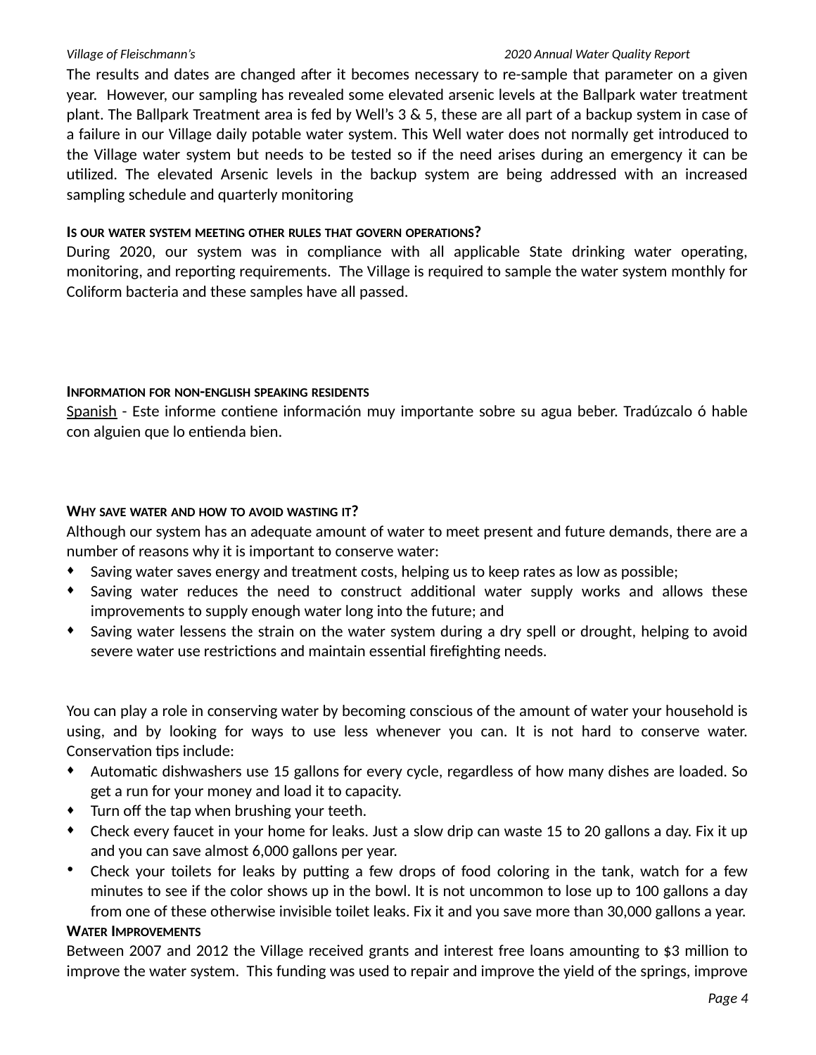The results and dates are changed after it becomes necessary to re-sample that parameter on a given year. However, our sampling has revealed some elevated arsenic levels at the Ballpark water treatment plant. The Ballpark Treatment area is fed by Well's 3 & 5, these are all part of a backup system in case of a failure in our Village daily potable water system. This Well water does not normally get introduced to the Village water system but needs to be tested so if the need arises during an emergency it can be utilized. The elevated Arsenic levels in the backup system are being addressed with an increased sampling schedule and quarterly monitoring

## IS OUR WATER SYSTEM MEETING OTHER RULES THAT GOVERN OPERATIONS?

During 2020, our system was in compliance with all applicable State drinking water operating, monitoring, and reporting requirements. The Village is required to sample the water system monthly for Coliform bacteria and these samples have all passed.

## INFORMATION FOR NON-ENGLISH SPEAKING RESIDENTS

Spanish - Este informe contiene información muy importante sobre su agua beber. Tradúzcalo ó hable con alguien que lo entienda bien.

## WHY SAVE WATER AND HOW TO AVOID WASTING IT?

Although our system has an adequate amount of water to meet present and future demands, there are a number of reasons why it is important to conserve water:

- Saving water saves energy and treatment costs, helping us to keep rates as low as possible;
- Saving water reduces the need to construct additional water supply works and allows these improvements to supply enough water long into the future; and
- Saving water lessens the strain on the water system during a dry spell or drought, helping to avoid severe water use restrictions and maintain essential firefighting needs.

You can play a role in conserving water by becoming conscious of the amount of water your household is using, and by looking for ways to use less whenever you can. It is not hard to conserve water. Conservation tips include:

- Automatic dishwashers use 15 gallons for every cycle, regardless of how many dishes are loaded. So get a run for your money and load it to capacity.
- Turn off the tap when brushing your teeth.
- Check every faucet in your home for leaks. Just a slow drip can waste 15 to 20 gallons a day. Fix it up and you can save almost 6,000 gallons per year.
- Check your toilets for leaks by putting a few drops of food coloring in the tank, watch for a few minutes to see if the color shows up in the bowl. It is not uncommon to lose up to 100 gallons a day from one of these otherwise invisible toilet leaks. Fix it and you save more than 30,000 gallons a year.

## WATER IMPROVEMENTS

Between 2007 and 2012 the Village received grants and interest free loans amounting to $3 million to improve the water system. This funding was used to repair and improve the yield of the springs, improve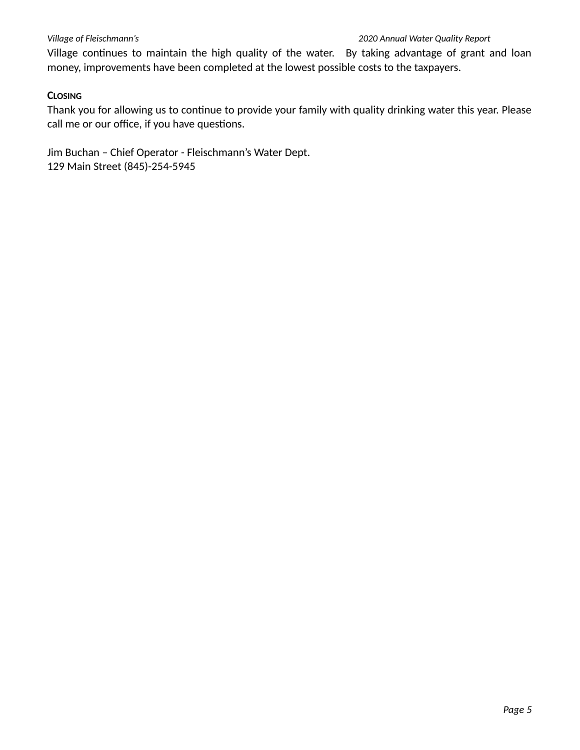Village continues to maintain the high quality of the water. By taking advantage of grant and loan money, improvements have been completed at the lowest possible costs to the taxpayers.

**CLOSING**

Thank you for allowing us to continue to provide your family with quality drinking water this year. Please call me or our office, if you have questions.

Jim Buchan – Chief Operator - Fleischmann's Water Dept.
129 Main Street (845)-254-5945